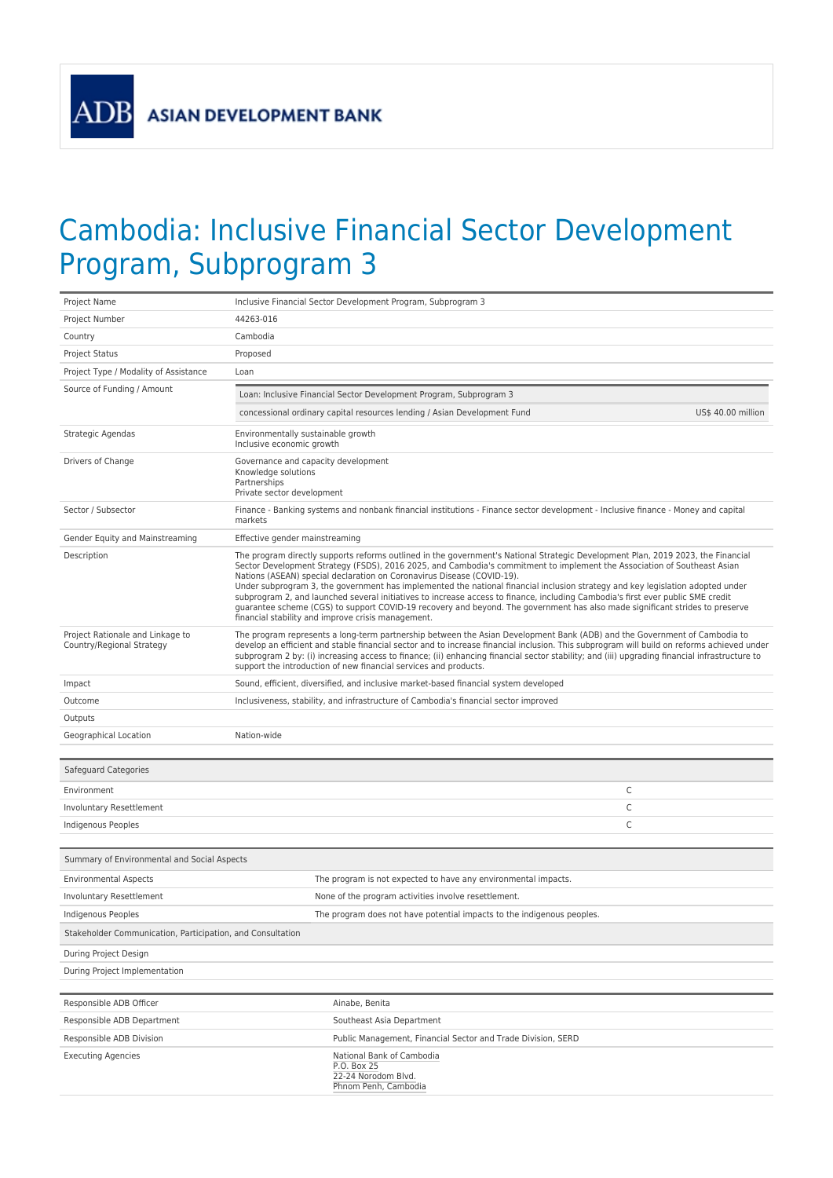ADB ASIAN DEVELOPMENT BANK

# Cambodia: Inclusive Financial Sector Development Program, Subprogram 3

| | |
|---|---|
| Project Name | Inclusive Financial Sector Development Program, Subprogram 3 |
| Project Number | 44263-016 |
| Country | Cambodia |
| Project Status | Proposed |
| Project Type / Modality of Assistance | Loan |
| Source of Funding / Amount | Loan: Inclusive Financial Sector Development Program, Subprogram 3<br>concessional ordinary capital resources lending / Asian Development Fund — US$ 40.00 million |
| Strategic Agendas | Environmentally sustainable growth<br>Inclusive economic growth |
| Drivers of Change | Governance and capacity development<br>Knowledge solutions<br>Partnerships<br>Private sector development |
| Sector / Subsector | Finance - Banking systems and nonbank financial institutions - Finance sector development - Inclusive finance - Money and capital markets |
| Gender Equity and Mainstreaming | Effective gender mainstreaming |
| Description | The program directly supports reforms outlined in the government's National Strategic Development Plan, 2019 2023, the Financial Sector Development Strategy (FSDS), 2016 2025, and Cambodia's commitment to implement the Association of Southeast Asian Nations (ASEAN) special declaration on Coronavirus Disease (COVID-19).<br>Under subprogram 3, the government has implemented the national financial inclusion strategy and key legislation adopted under subprogram 2, and launched several initiatives to increase access to finance, including Cambodia's first ever public SME credit guarantee scheme (CGS) to support COVID-19 recovery and beyond. The government has also made significant strides to preserve financial stability and improve crisis management. |
| Project Rationale and Linkage to Country/Regional Strategy | The program represents a long-term partnership between the Asian Development Bank (ADB) and the Government of Cambodia to develop an efficient and stable financial sector and to increase financial inclusion. This subprogram will build on reforms achieved under subprogram 2 by: (i) increasing access to finance; (ii) enhancing financial sector stability; and (iii) upgrading financial infrastructure to support the introduction of new financial services and products. |
| Impact | Sound, efficient, diversified, and inclusive market-based financial system developed |
| Outcome | Inclusiveness, stability, and infrastructure of Cambodia's financial sector improved |
| Outputs | |
| Geographical Location | Nation-wide |

| Safeguard Categories | |
|---|---|
| Environment | C |
| Involuntary Resettlement | C |
| Indigenous Peoples | C |

| Summary of Environmental and Social Aspects | |
|---|---|
| Environmental Aspects | The program is not expected to have any environmental impacts. |
| Involuntary Resettlement | None of the program activities involve resettlement. |
| Indigenous Peoples | The program does not have potential impacts to the indigenous peoples. |
| **Stakeholder Communication, Participation, and Consultation** | |
| During Project Design | |
| During Project Implementation | |

| | |
|---|---|
| Responsible ADB Officer | Ainabe, Benita |
| Responsible ADB Department | Southeast Asia Department |
| Responsible ADB Division | Public Management, Financial Sector and Trade Division, SERD |
| Executing Agencies | National Bank of Cambodia<br>P.O. Box 25<br>22-24 Norodom Blvd.<br>Phnom Penh, Cambodia |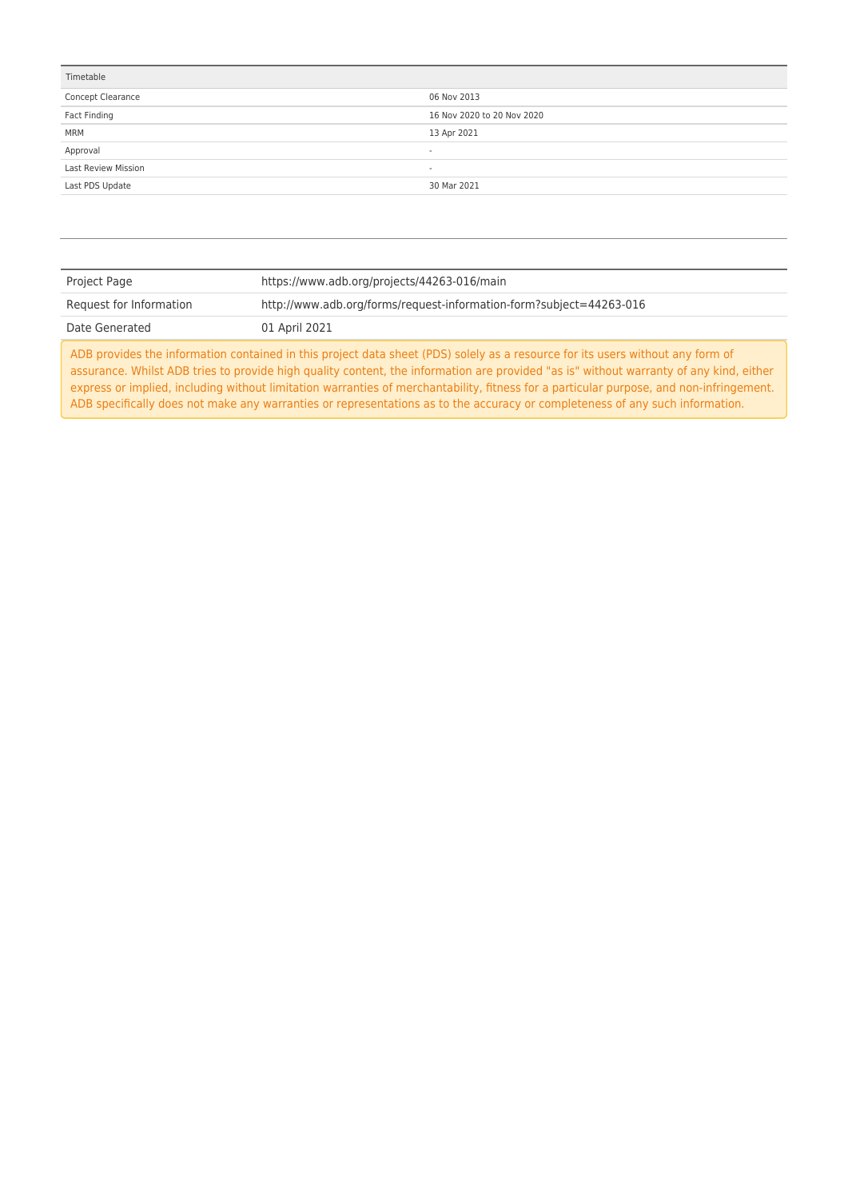| Timetable | |
|---|---|
| Concept Clearance | 06 Nov 2013 |
| Fact Finding | 16 Nov 2020 to 20 Nov 2020 |
| MRM | 13 Apr 2021 |
| Approval | - |
| Last Review Mission | - |
| Last PDS Update | 30 Mar 2021 |

| | |
|---|---|
| Project Page | https://www.adb.org/projects/44263-016/main |
| Request for Information | http://www.adb.org/forms/request-information-form?subject=44263-016 |
| Date Generated | 01 April 2021 |

ADB provides the information contained in this project data sheet (PDS) solely as a resource for its users without any form of assurance. Whilst ADB tries to provide high quality content, the information are provided "as is" without warranty of any kind, either express or implied, including without limitation warranties of merchantability, fitness for a particular purpose, and non-infringement. ADB specifically does not make any warranties or representations as to the accuracy or completeness of any such information.